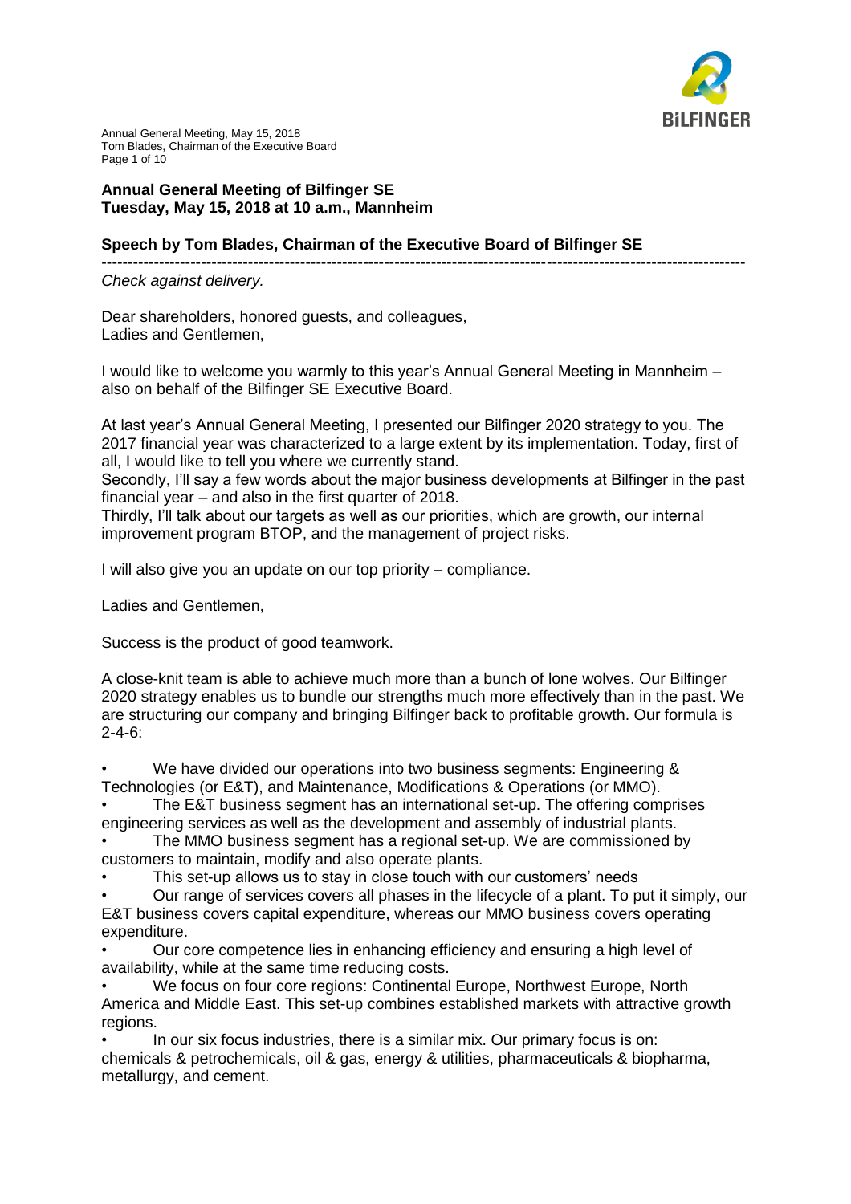## Annual General Meeting of Bilfinger SE
## Tuesday, May 15, 2018 at 10 a.m., Mannheim

## Speech by Tom Blades, Chairman of the Executive Board of Bilfinger SE

---

*Check against delivery.*

Dear shareholders, honored guests, and colleagues,
Ladies and Gentlemen,

I would like to welcome you warmly to this year's Annual General Meeting in Mannheim – also on behalf of the Bilfinger SE Executive Board.

At last year's Annual General Meeting, I presented our Bilfinger 2020 strategy to you. The 2017 financial year was characterized to a large extent by its implementation. Today, first of all, I would like to tell you where we currently stand.
Secondly, I'll say a few words about the major business developments at Bilfinger in the past financial year – and also in the first quarter of 2018.
Thirdly, I'll talk about our targets as well as our priorities, which are growth, our internal improvement program BTOP, and the management of project risks.

I will also give you an update on our top priority – compliance.

Ladies and Gentlemen,

Success is the product of good teamwork.

A close-knit team is able to achieve much more than a bunch of lone wolves. Our Bilfinger 2020 strategy enables us to bundle our strengths much more effectively than in the past. We are structuring our company and bringing Bilfinger back to profitable growth. Our formula is 2-4-6:

- We have divided our operations into two business segments: Engineering & Technologies (or E&T), and Maintenance, Modifications & Operations (or MMO).
- The E&T business segment has an international set-up. The offering comprises engineering services as well as the development and assembly of industrial plants.
- The MMO business segment has a regional set-up. We are commissioned by customers to maintain, modify and also operate plants.
- This set-up allows us to stay in close touch with our customers' needs
- Our range of services covers all phases in the lifecycle of a plant. To put it simply, our E&T business covers capital expenditure, whereas our MMO business covers operating expenditure.
- Our core competence lies in enhancing efficiency and ensuring a high level of availability, while at the same time reducing costs.
- We focus on four core regions: Continental Europe, Northwest Europe, North America and Middle East. This set-up combines established markets with attractive growth regions.
- In our six focus industries, there is a similar mix. Our primary focus is on: chemicals & petrochemicals, oil & gas, energy & utilities, pharmaceuticals & biopharma, metallurgy, and cement.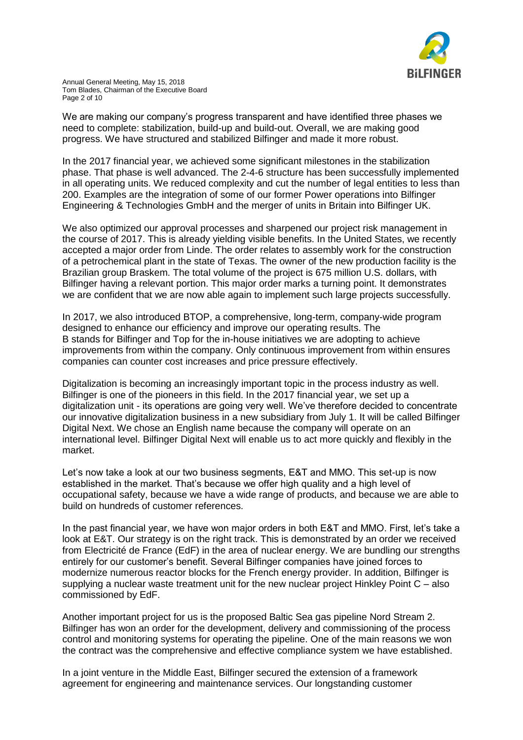We are making our company's progress transparent and have identified three phases we need to complete: stabilization, build-up and build-out. Overall, we are making good progress. We have structured and stabilized Bilfinger and made it more robust.

In the 2017 financial year, we achieved some significant milestones in the stabilization phase. That phase is well advanced. The 2-4-6 structure has been successfully implemented in all operating units. We reduced complexity and cut the number of legal entities to less than 200. Examples are the integration of some of our former Power operations into Bilfinger Engineering & Technologies GmbH and the merger of units in Britain into Bilfinger UK.

We also optimized our approval processes and sharpened our project risk management in the course of 2017. This is already yielding visible benefits. In the United States, we recently accepted a major order from Linde. The order relates to assembly work for the construction of a petrochemical plant in the state of Texas. The owner of the new production facility is the Brazilian group Braskem. The total volume of the project is 675 million U.S. dollars, with Bilfinger having a relevant portion. This major order marks a turning point. It demonstrates we are confident that we are now able again to implement such large projects successfully.

In 2017, we also introduced BTOP, a comprehensive, long-term, company-wide program designed to enhance our efficiency and improve our operating results. The B stands for Bilfinger and Top for the in-house initiatives we are adopting to achieve improvements from within the company. Only continuous improvement from within ensures companies can counter cost increases and price pressure effectively.

Digitalization is becoming an increasingly important topic in the process industry as well. Bilfinger is one of the pioneers in this field. In the 2017 financial year, we set up a digitalization unit - its operations are going very well. We've therefore decided to concentrate our innovative digitalization business in a new subsidiary from July 1. It will be called Bilfinger Digital Next. We chose an English name because the company will operate on an international level. Bilfinger Digital Next will enable us to act more quickly and flexibly in the market.

Let's now take a look at our two business segments, E&T and MMO. This set-up is now established in the market. That's because we offer high quality and a high level of occupational safety, because we have a wide range of products, and because we are able to build on hundreds of customer references.

In the past financial year, we have won major orders in both E&T and MMO. First, let's take a look at E&T. Our strategy is on the right track. This is demonstrated by an order we received from Electricité de France (EdF) in the area of nuclear energy. We are bundling our strengths entirely for our customer's benefit. Several Bilfinger companies have joined forces to modernize numerous reactor blocks for the French energy provider. In addition, Bilfinger is supplying a nuclear waste treatment unit for the new nuclear project Hinkley Point C – also commissioned by EdF.

Another important project for us is the proposed Baltic Sea gas pipeline Nord Stream 2. Bilfinger has won an order for the development, delivery and commissioning of the process control and monitoring systems for operating the pipeline. One of the main reasons we won the contract was the comprehensive and effective compliance system we have established.

In a joint venture in the Middle East, Bilfinger secured the extension of a framework agreement for engineering and maintenance services. Our longstanding customer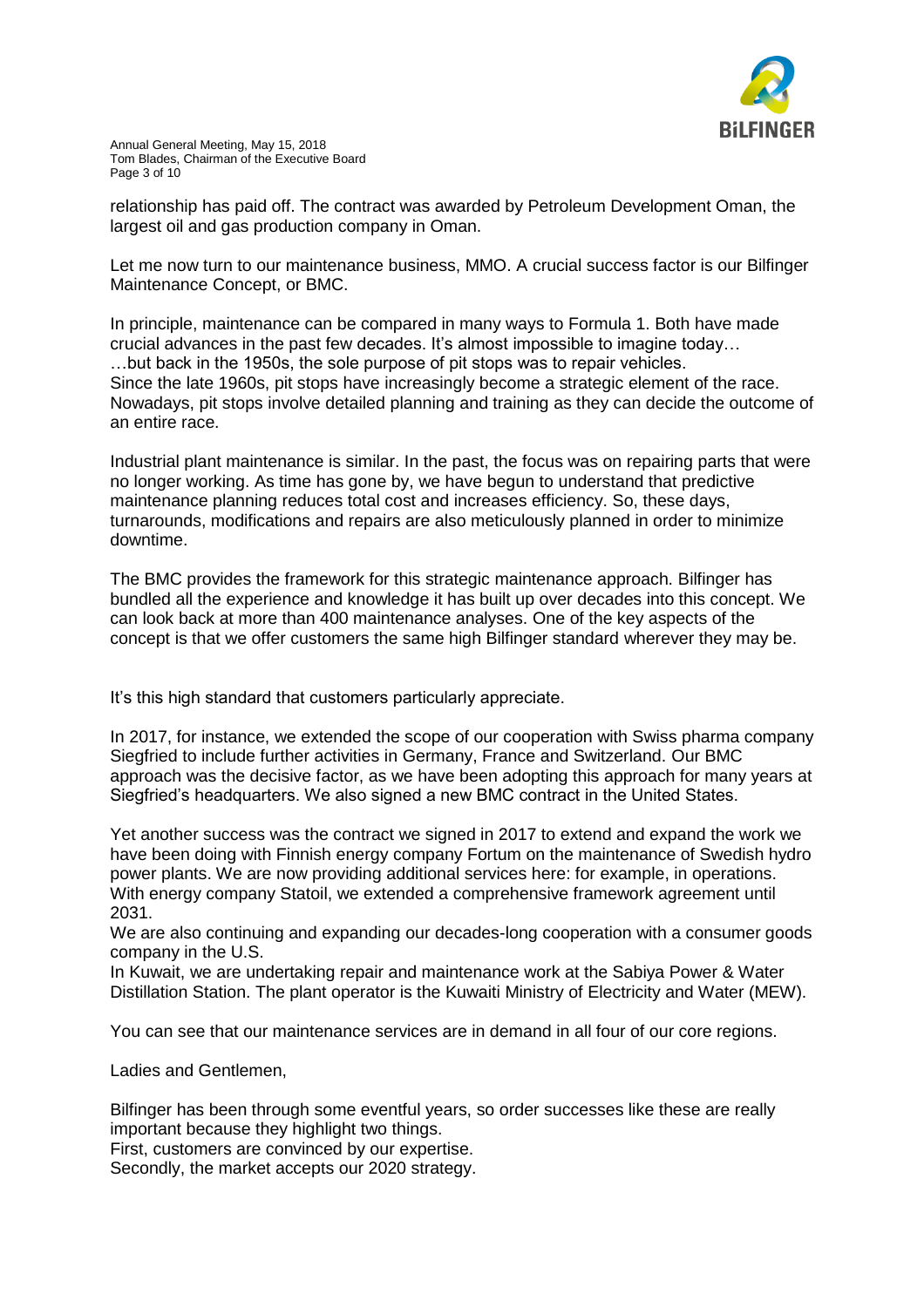relationship has paid off. The contract was awarded by Petroleum Development Oman, the largest oil and gas production company in Oman.

Let me now turn to our maintenance business, MMO. A crucial success factor is our Bilfinger Maintenance Concept, or BMC.

In principle, maintenance can be compared in many ways to Formula 1. Both have made crucial advances in the past few decades. It's almost impossible to imagine today…
…but back in the 1950s, the sole purpose of pit stops was to repair vehicles.
Since the late 1960s, pit stops have increasingly become a strategic element of the race. Nowadays, pit stops involve detailed planning and training as they can decide the outcome of an entire race.

Industrial plant maintenance is similar. In the past, the focus was on repairing parts that were no longer working. As time has gone by, we have begun to understand that predictive maintenance planning reduces total cost and increases efficiency. So, these days, turnarounds, modifications and repairs are also meticulously planned in order to minimize downtime.

The BMC provides the framework for this strategic maintenance approach. Bilfinger has bundled all the experience and knowledge it has built up over decades into this concept. We can look back at more than 400 maintenance analyses. One of the key aspects of the concept is that we offer customers the same high Bilfinger standard wherever they may be.

It's this high standard that customers particularly appreciate.

In 2017, for instance, we extended the scope of our cooperation with Swiss pharma company Siegfried to include further activities in Germany, France and Switzerland. Our BMC approach was the decisive factor, as we have been adopting this approach for many years at Siegfried's headquarters. We also signed a new BMC contract in the United States.

Yet another success was the contract we signed in 2017 to extend and expand the work we have been doing with Finnish energy company Fortum on the maintenance of Swedish hydro power plants. We are now providing additional services here: for example, in operations.
With energy company Statoil, we extended a comprehensive framework agreement until 2031.
We are also continuing and expanding our decades-long cooperation with a consumer goods company in the U.S.
In Kuwait, we are undertaking repair and maintenance work at the Sabiya Power & Water Distillation Station. The plant operator is the Kuwaiti Ministry of Electricity and Water (MEW).

You can see that our maintenance services are in demand in all four of our core regions.

Ladies and Gentlemen,

Bilfinger has been through some eventful years, so order successes like these are really important because they highlight two things.
First, customers are convinced by our expertise.
Secondly, the market accepts our 2020 strategy.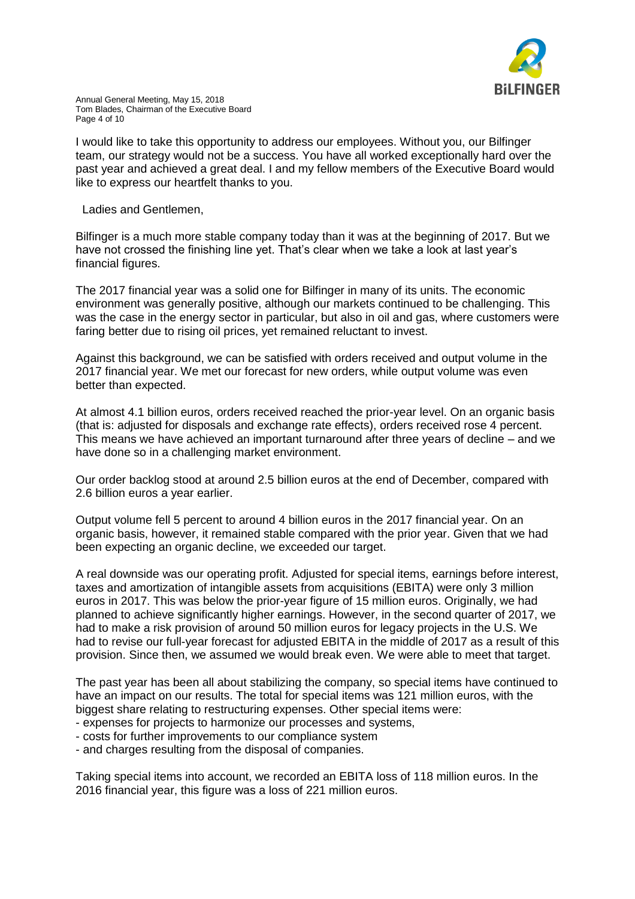I would like to take this opportunity to address our employees. Without you, our Bilfinger team, our strategy would not be a success. You have all worked exceptionally hard over the past year and achieved a great deal. I and my fellow members of the Executive Board would like to express our heartfelt thanks to you.

Ladies and Gentlemen,

Bilfinger is a much more stable company today than it was at the beginning of 2017. But we have not crossed the finishing line yet. That's clear when we take a look at last year's financial figures.

The 2017 financial year was a solid one for Bilfinger in many of its units. The economic environment was generally positive, although our markets continued to be challenging. This was the case in the energy sector in particular, but also in oil and gas, where customers were faring better due to rising oil prices, yet remained reluctant to invest.

Against this background, we can be satisfied with orders received and output volume in the 2017 financial year. We met our forecast for new orders, while output volume was even better than expected.

At almost 4.1 billion euros, orders received reached the prior-year level. On an organic basis (that is: adjusted for disposals and exchange rate effects), orders received rose 4 percent. This means we have achieved an important turnaround after three years of decline – and we have done so in a challenging market environment.

Our order backlog stood at around 2.5 billion euros at the end of December, compared with 2.6 billion euros a year earlier.

Output volume fell 5 percent to around 4 billion euros in the 2017 financial year. On an organic basis, however, it remained stable compared with the prior year. Given that we had been expecting an organic decline, we exceeded our target.

A real downside was our operating profit. Adjusted for special items, earnings before interest, taxes and amortization of intangible assets from acquisitions (EBITA) were only 3 million euros in 2017. This was below the prior-year figure of 15 million euros. Originally, we had planned to achieve significantly higher earnings. However, in the second quarter of 2017, we had to make a risk provision of around 50 million euros for legacy projects in the U.S. We had to revise our full-year forecast for adjusted EBITA in the middle of 2017 as a result of this provision. Since then, we assumed we would break even. We were able to meet that target.

The past year has been all about stabilizing the company, so special items have continued to have an impact on our results. The total for special items was 121 million euros, with the biggest share relating to restructuring expenses. Other special items were:

- expenses for projects to harmonize our processes and systems,
- costs for further improvements to our compliance system
- and charges resulting from the disposal of companies.

Taking special items into account, we recorded an EBITA loss of 118 million euros. In the 2016 financial year, this figure was a loss of 221 million euros.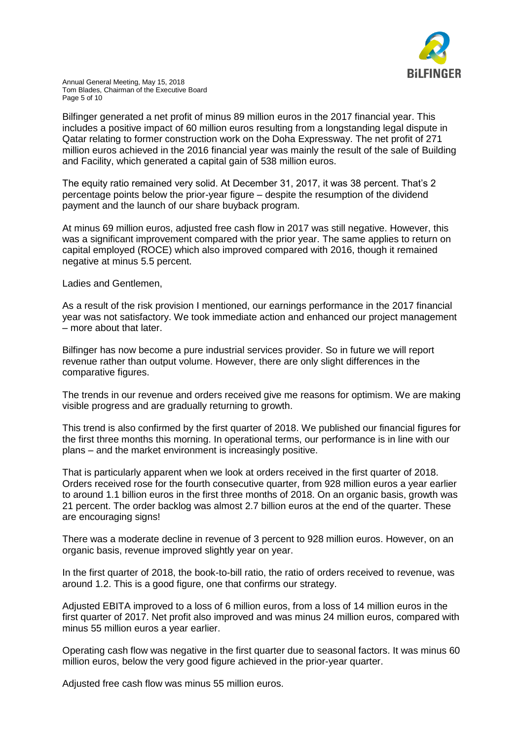Bilfinger generated a net profit of minus 89 million euros in the 2017 financial year. This includes a positive impact of 60 million euros resulting from a longstanding legal dispute in Qatar relating to former construction work on the Doha Expressway. The net profit of 271 million euros achieved in the 2016 financial year was mainly the result of the sale of Building and Facility, which generated a capital gain of 538 million euros.

The equity ratio remained very solid. At December 31, 2017, it was 38 percent. That's 2 percentage points below the prior-year figure – despite the resumption of the dividend payment and the launch of our share buyback program.

At minus 69 million euros, adjusted free cash flow in 2017 was still negative. However, this was a significant improvement compared with the prior year. The same applies to return on capital employed (ROCE) which also improved compared with 2016, though it remained negative at minus 5.5 percent.

Ladies and Gentlemen,

As a result of the risk provision I mentioned, our earnings performance in the 2017 financial year was not satisfactory. We took immediate action and enhanced our project management – more about that later.

Bilfinger has now become a pure industrial services provider. So in future we will report revenue rather than output volume. However, there are only slight differences in the comparative figures.

The trends in our revenue and orders received give me reasons for optimism. We are making visible progress and are gradually returning to growth.

This trend is also confirmed by the first quarter of 2018. We published our financial figures for the first three months this morning. In operational terms, our performance is in line with our plans – and the market environment is increasingly positive.

That is particularly apparent when we look at orders received in the first quarter of 2018. Orders received rose for the fourth consecutive quarter, from 928 million euros a year earlier to around 1.1 billion euros in the first three months of 2018. On an organic basis, growth was 21 percent. The order backlog was almost 2.7 billion euros at the end of the quarter. These are encouraging signs!

There was a moderate decline in revenue of 3 percent to 928 million euros. However, on an organic basis, revenue improved slightly year on year.

In the first quarter of 2018, the book-to-bill ratio, the ratio of orders received to revenue, was around 1.2. This is a good figure, one that confirms our strategy.

Adjusted EBITA improved to a loss of 6 million euros, from a loss of 14 million euros in the first quarter of 2017. Net profit also improved and was minus 24 million euros, compared with minus 55 million euros a year earlier.

Operating cash flow was negative in the first quarter due to seasonal factors. It was minus 60 million euros, below the very good figure achieved in the prior-year quarter.

Adjusted free cash flow was minus 55 million euros.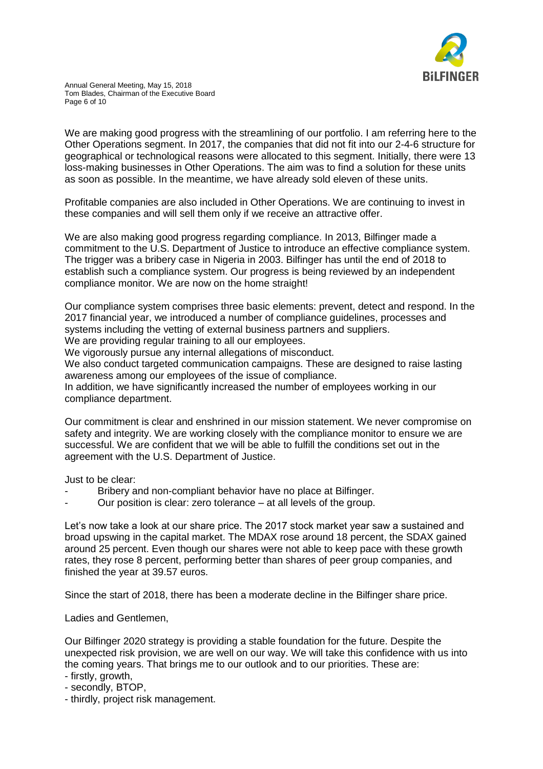We are making good progress with the streamlining of our portfolio. I am referring here to the Other Operations segment. In 2017, the companies that did not fit into our 2-4-6 structure for geographical or technological reasons were allocated to this segment. Initially, there were 13 loss-making businesses in Other Operations. The aim was to find a solution for these units as soon as possible. In the meantime, we have already sold eleven of these units.

Profitable companies are also included in Other Operations. We are continuing to invest in these companies and will sell them only if we receive an attractive offer.

We are also making good progress regarding compliance. In 2013, Bilfinger made a commitment to the U.S. Department of Justice to introduce an effective compliance system. The trigger was a bribery case in Nigeria in 2003. Bilfinger has until the end of 2018 to establish such a compliance system. Our progress is being reviewed by an independent compliance monitor. We are now on the home straight!

Our compliance system comprises three basic elements: prevent, detect and respond. In the 2017 financial year, we introduced a number of compliance guidelines, processes and systems including the vetting of external business partners and suppliers.
We are providing regular training to all our employees.
We vigorously pursue any internal allegations of misconduct.
We also conduct targeted communication campaigns. These are designed to raise lasting awareness among our employees of the issue of compliance.
In addition, we have significantly increased the number of employees working in our compliance department.

Our commitment is clear and enshrined in our mission statement. We never compromise on safety and integrity. We are working closely with the compliance monitor to ensure we are successful. We are confident that we will be able to fulfill the conditions set out in the agreement with the U.S. Department of Justice.

Just to be clear:

- Bribery and non-compliant behavior have no place at Bilfinger.
- Our position is clear: zero tolerance – at all levels of the group.

Let's now take a look at our share price. The 2017 stock market year saw a sustained and broad upswing in the capital market. The MDAX rose around 18 percent, the SDAX gained around 25 percent. Even though our shares were not able to keep pace with these growth rates, they rose 8 percent, performing better than shares of peer group companies, and finished the year at 39.57 euros.

Since the start of 2018, there has been a moderate decline in the Bilfinger share price.

Ladies and Gentlemen,

Our Bilfinger 2020 strategy is providing a stable foundation for the future. Despite the unexpected risk provision, we are well on our way. We will take this confidence with us into the coming years. That brings me to our outlook and to our priorities. These are:

- firstly, growth,
- secondly, BTOP,
- thirdly, project risk management.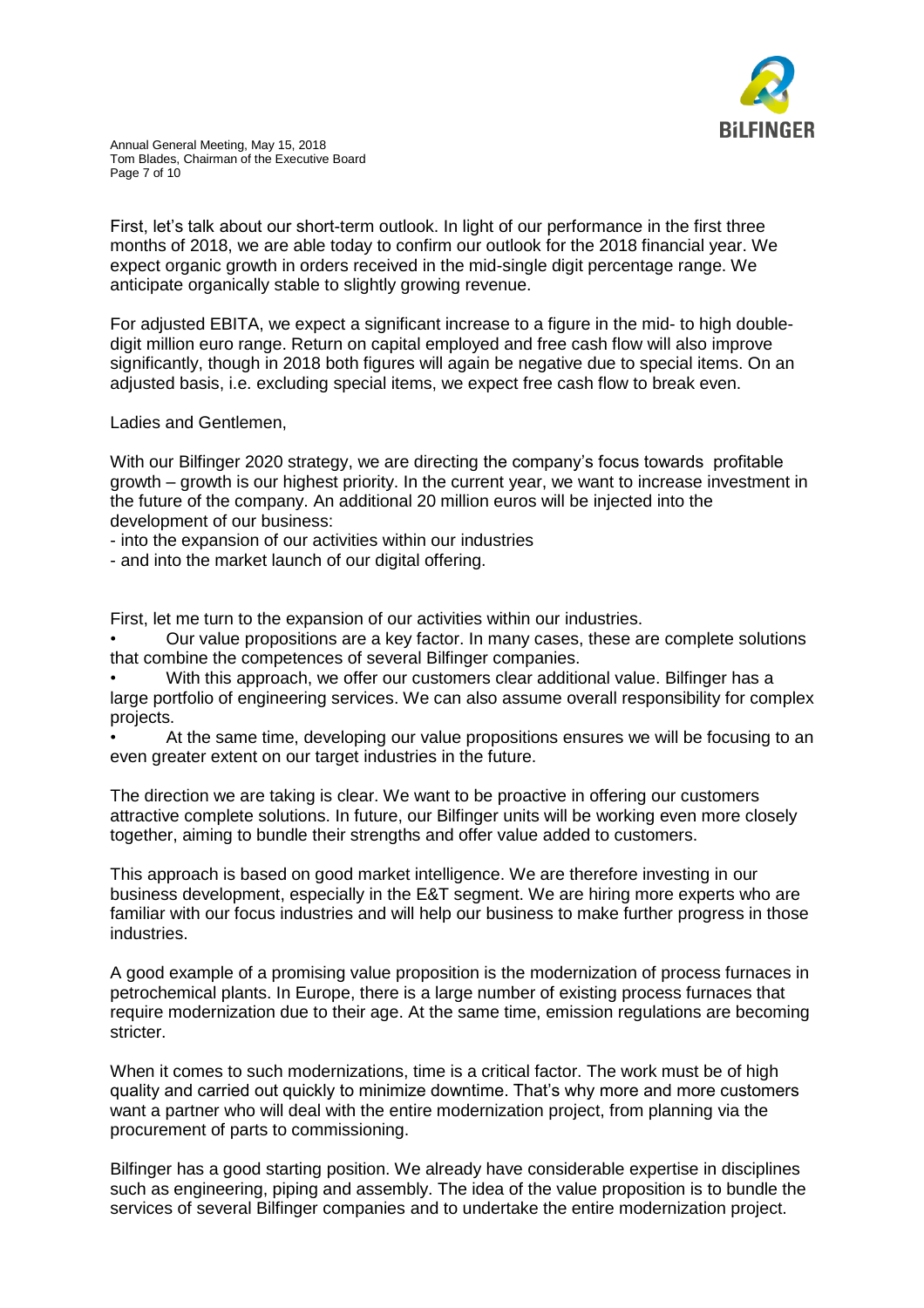First, let's talk about our short-term outlook. In light of our performance in the first three months of 2018, we are able today to confirm our outlook for the 2018 financial year. We expect organic growth in orders received in the mid-single digit percentage range. We anticipate organically stable to slightly growing revenue.

For adjusted EBITA, we expect a significant increase to a figure in the mid- to high double-digit million euro range. Return on capital employed and free cash flow will also improve significantly, though in 2018 both figures will again be negative due to special items. On an adjusted basis, i.e. excluding special items, we expect free cash flow to break even.

Ladies and Gentlemen,

With our Bilfinger 2020 strategy, we are directing the company's focus towards profitable growth – growth is our highest priority. In the current year, we want to increase investment in the future of the company. An additional 20 million euros will be injected into the development of our business:

- into the expansion of our activities within our industries
- and into the market launch of our digital offering.

First, let me turn to the expansion of our activities within our industries.

- Our value propositions are a key factor. In many cases, these are complete solutions that combine the competences of several Bilfinger companies.
- With this approach, we offer our customers clear additional value. Bilfinger has a large portfolio of engineering services. We can also assume overall responsibility for complex projects.
- At the same time, developing our value propositions ensures we will be focusing to an even greater extent on our target industries in the future.

The direction we are taking is clear. We want to be proactive in offering our customers attractive complete solutions. In future, our Bilfinger units will be working even more closely together, aiming to bundle their strengths and offer value added to customers.

This approach is based on good market intelligence. We are therefore investing in our business development, especially in the E&T segment. We are hiring more experts who are familiar with our focus industries and will help our business to make further progress in those industries.

A good example of a promising value proposition is the modernization of process furnaces in petrochemical plants. In Europe, there is a large number of existing process furnaces that require modernization due to their age. At the same time, emission regulations are becoming stricter.

When it comes to such modernizations, time is a critical factor. The work must be of high quality and carried out quickly to minimize downtime. That's why more and more customers want a partner who will deal with the entire modernization project, from planning via the procurement of parts to commissioning.

Bilfinger has a good starting position. We already have considerable expertise in disciplines such as engineering, piping and assembly. The idea of the value proposition is to bundle the services of several Bilfinger companies and to undertake the entire modernization project.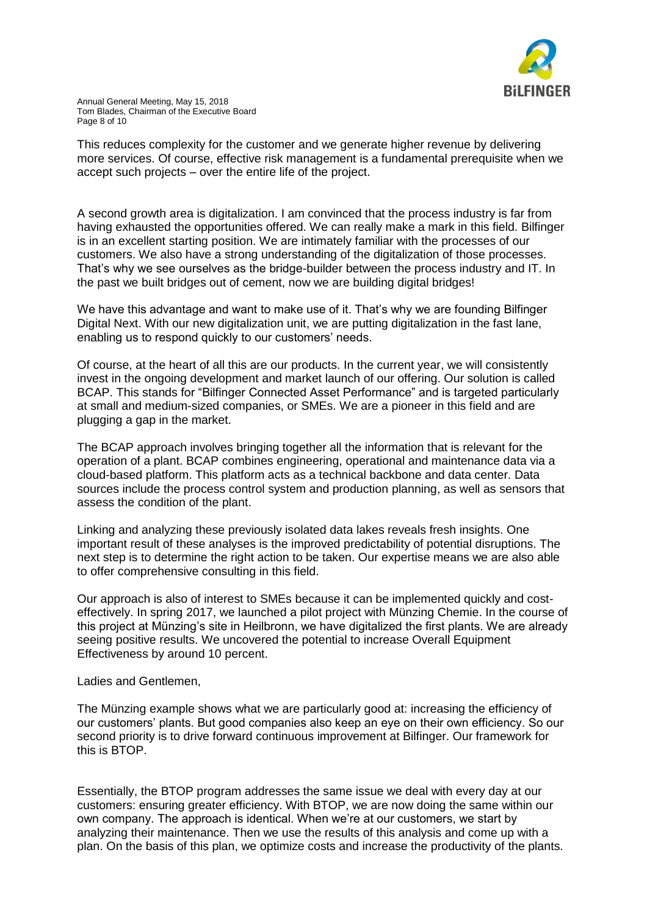This reduces complexity for the customer and we generate higher revenue by delivering more services. Of course, effective risk management is a fundamental prerequisite when we accept such projects – over the entire life of the project.

A second growth area is digitalization. I am convinced that the process industry is far from having exhausted the opportunities offered. We can really make a mark in this field. Bilfinger is in an excellent starting position. We are intimately familiar with the processes of our customers. We also have a strong understanding of the digitalization of those processes. That's why we see ourselves as the bridge-builder between the process industry and IT. In the past we built bridges out of cement, now we are building digital bridges!

We have this advantage and want to make use of it. That's why we are founding Bilfinger Digital Next. With our new digitalization unit, we are putting digitalization in the fast lane, enabling us to respond quickly to our customers' needs.

Of course, at the heart of all this are our products. In the current year, we will consistently invest in the ongoing development and market launch of our offering. Our solution is called BCAP. This stands for "Bilfinger Connected Asset Performance" and is targeted particularly at small and medium-sized companies, or SMEs. We are a pioneer in this field and are plugging a gap in the market.

The BCAP approach involves bringing together all the information that is relevant for the operation of a plant. BCAP combines engineering, operational and maintenance data via a cloud-based platform. This platform acts as a technical backbone and data center. Data sources include the process control system and production planning, as well as sensors that assess the condition of the plant.

Linking and analyzing these previously isolated data lakes reveals fresh insights. One important result of these analyses is the improved predictability of potential disruptions. The next step is to determine the right action to be taken. Our expertise means we are also able to offer comprehensive consulting in this field.

Our approach is also of interest to SMEs because it can be implemented quickly and cost-effectively. In spring 2017, we launched a pilot project with Münzing Chemie. In the course of this project at Münzing's site in Heilbronn, we have digitalized the first plants. We are already seeing positive results. We uncovered the potential to increase Overall Equipment Effectiveness by around 10 percent.

Ladies and Gentlemen,

The Münzing example shows what we are particularly good at: increasing the efficiency of our customers' plants. But good companies also keep an eye on their own efficiency. So our second priority is to drive forward continuous improvement at Bilfinger. Our framework for this is BTOP.

Essentially, the BTOP program addresses the same issue we deal with every day at our customers: ensuring greater efficiency. With BTOP, we are now doing the same within our own company. The approach is identical. When we're at our customers, we start by analyzing their maintenance. Then we use the results of this analysis and come up with a plan. On the basis of this plan, we optimize costs and increase the productivity of the plants.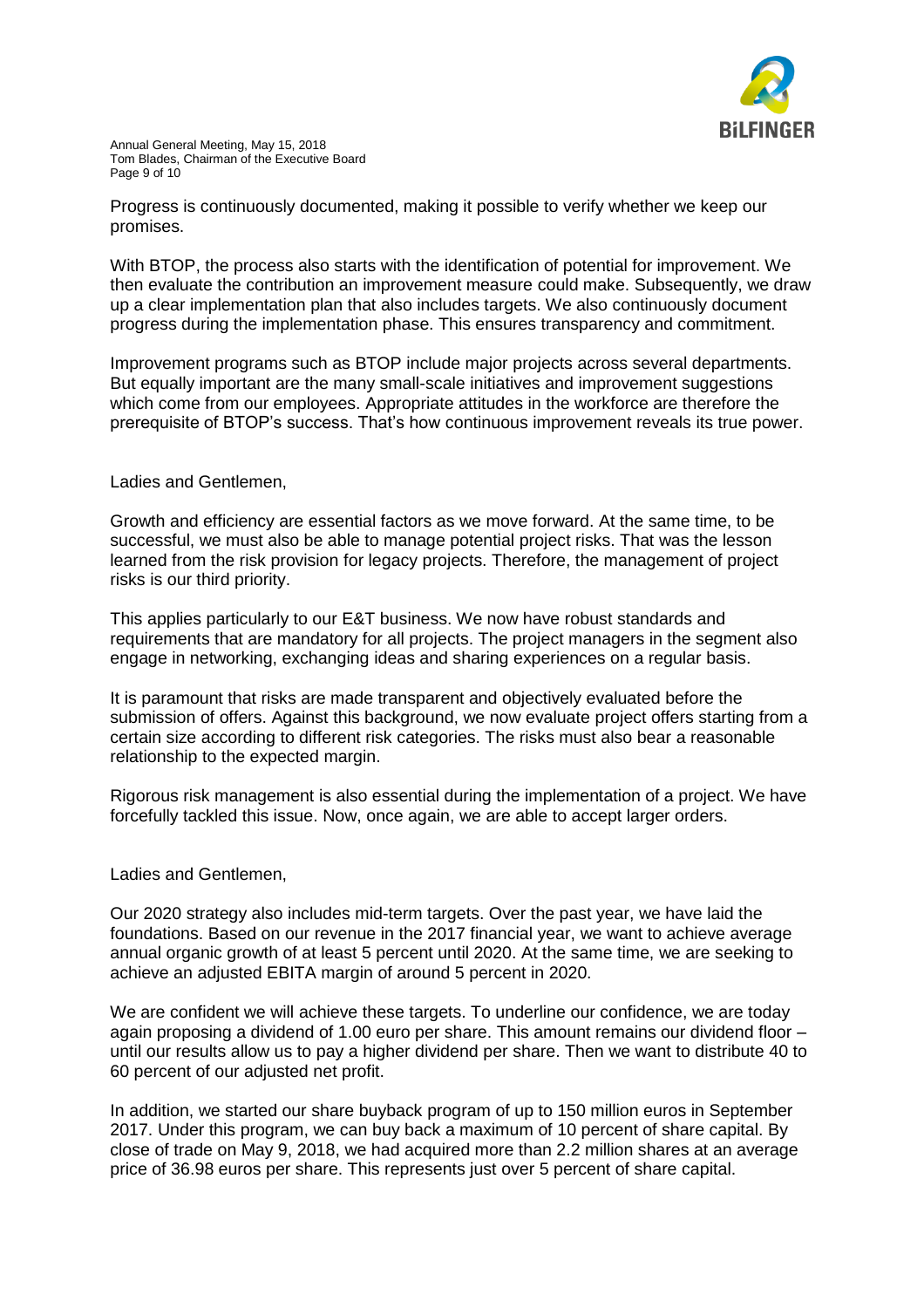Progress is continuously documented, making it possible to verify whether we keep our promises.

With BTOP, the process also starts with the identification of potential for improvement. We then evaluate the contribution an improvement measure could make. Subsequently, we draw up a clear implementation plan that also includes targets. We also continuously document progress during the implementation phase. This ensures transparency and commitment.

Improvement programs such as BTOP include major projects across several departments. But equally important are the many small-scale initiatives and improvement suggestions which come from our employees. Appropriate attitudes in the workforce are therefore the prerequisite of BTOP's success. That's how continuous improvement reveals its true power.

Ladies and Gentlemen,

Growth and efficiency are essential factors as we move forward. At the same time, to be successful, we must also be able to manage potential project risks. That was the lesson learned from the risk provision for legacy projects. Therefore, the management of project risks is our third priority.

This applies particularly to our E&T business. We now have robust standards and requirements that are mandatory for all projects. The project managers in the segment also engage in networking, exchanging ideas and sharing experiences on a regular basis.

It is paramount that risks are made transparent and objectively evaluated before the submission of offers. Against this background, we now evaluate project offers starting from a certain size according to different risk categories. The risks must also bear a reasonable relationship to the expected margin.

Rigorous risk management is also essential during the implementation of a project. We have forcefully tackled this issue. Now, once again, we are able to accept larger orders.

Ladies and Gentlemen,

Our 2020 strategy also includes mid-term targets. Over the past year, we have laid the foundations. Based on our revenue in the 2017 financial year, we want to achieve average annual organic growth of at least 5 percent until 2020. At the same time, we are seeking to achieve an adjusted EBITA margin of around 5 percent in 2020.

We are confident we will achieve these targets. To underline our confidence, we are today again proposing a dividend of 1.00 euro per share. This amount remains our dividend floor – until our results allow us to pay a higher dividend per share. Then we want to distribute 40 to 60 percent of our adjusted net profit.

In addition, we started our share buyback program of up to 150 million euros in September 2017. Under this program, we can buy back a maximum of 10 percent of share capital. By close of trade on May 9, 2018, we had acquired more than 2.2 million shares at an average price of 36.98 euros per share. This represents just over 5 percent of share capital.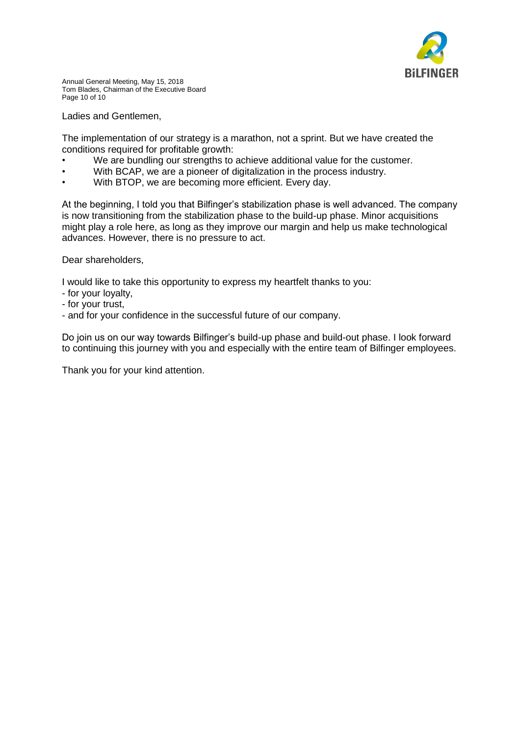Ladies and Gentlemen,

The implementation of our strategy is a marathon, not a sprint. But we have created the conditions required for profitable growth:

- We are bundling our strengths to achieve additional value for the customer.
- With BCAP, we are a pioneer of digitalization in the process industry.
- With BTOP, we are becoming more efficient. Every day.

At the beginning, I told you that Bilfinger's stabilization phase is well advanced. The company is now transitioning from the stabilization phase to the build-up phase. Minor acquisitions might play a role here, as long as they improve our margin and help us make technological advances. However, there is no pressure to act.

Dear shareholders,

I would like to take this opportunity to express my heartfelt thanks to you:

- for your loyalty,
- for your trust,
- and for your confidence in the successful future of our company.

Do join us on our way towards Bilfinger's build-up phase and build-out phase. I look forward to continuing this journey with you and especially with the entire team of Bilfinger employees.

Thank you for your kind attention.